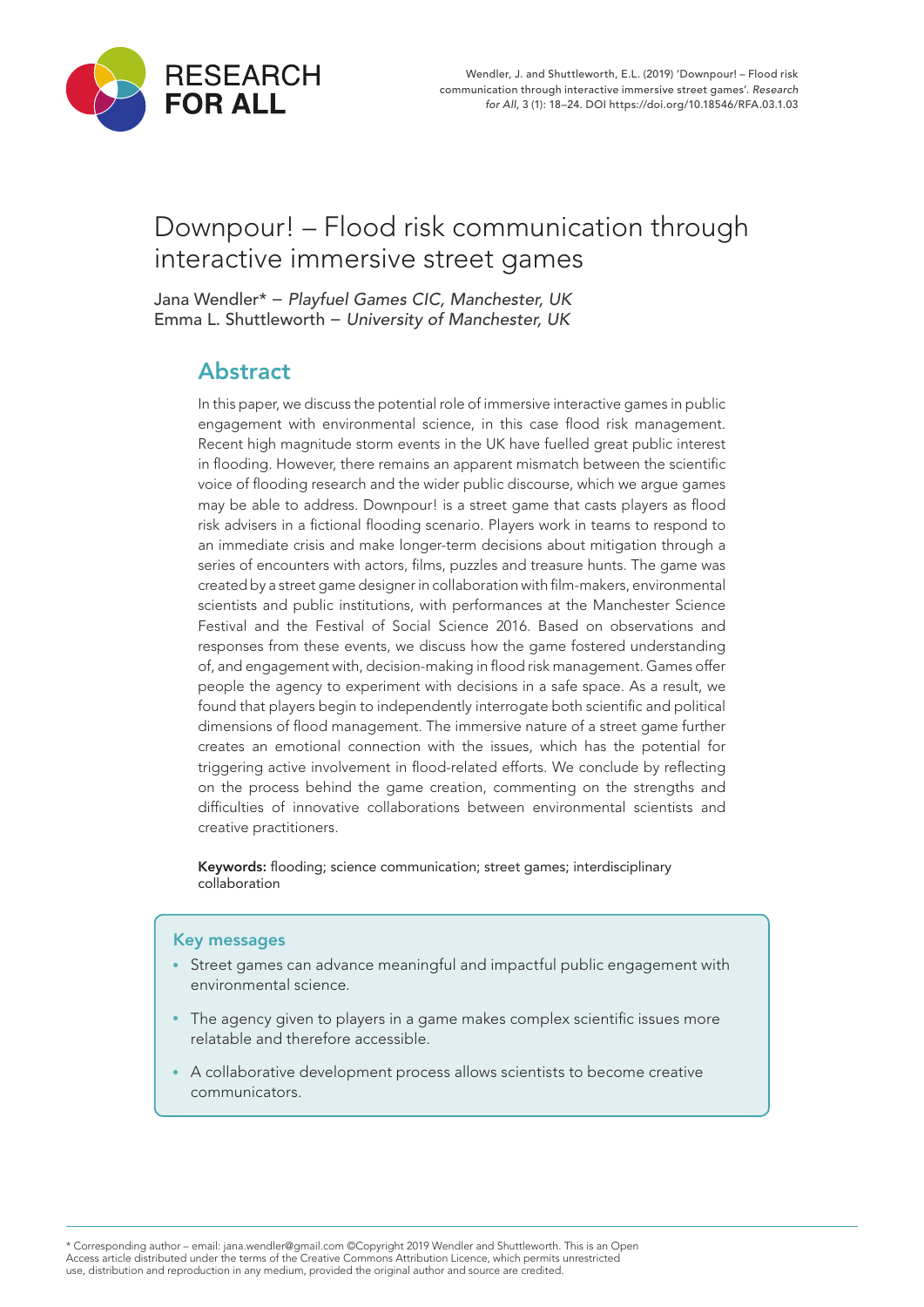Wendler, J. and Shuttleworth, E.L. (2019) 'Downpour! – Flood risk communication through interactive immersive street games'. *Research for All*, 3 (1): 18–24. DOI https://doi.org/10.18546/RFA.03.1.03

# Downpour! – Flood risk communication through interactive immersive street games

Jana Wendler* – *Playfuel Games CIC, Manchester, UK*
Emma L. Shuttleworth – *University of Manchester, UK*

## Abstract

In this paper, we discuss the potential role of immersive interactive games in public engagement with environmental science, in this case flood risk management. Recent high magnitude storm events in the UK have fuelled great public interest in flooding. However, there remains an apparent mismatch between the scientific voice of flooding research and the wider public discourse, which we argue games may be able to address. Downpour! is a street game that casts players as flood risk advisers in a fictional flooding scenario. Players work in teams to respond to an immediate crisis and make longer-term decisions about mitigation through a series of encounters with actors, films, puzzles and treasure hunts. The game was created by a street game designer in collaboration with film-makers, environmental scientists and public institutions, with performances at the Manchester Science Festival and the Festival of Social Science 2016. Based on observations and responses from these events, we discuss how the game fostered understanding of, and engagement with, decision-making in flood risk management. Games offer people the agency to experiment with decisions in a safe space. As a result, we found that players begin to independently interrogate both scientific and political dimensions of flood management. The immersive nature of a street game further creates an emotional connection with the issues, which has the potential for triggering active involvement in flood-related efforts. We conclude by reflecting on the process behind the game creation, commenting on the strengths and difficulties of innovative collaborations between environmental scientists and creative practitioners.

**Keywords:** flooding; science communication; street games; interdisciplinary collaboration

### Key messages

- Street games can advance meaningful and impactful public engagement with environmental science.
- The agency given to players in a game makes complex scientific issues more relatable and therefore accessible.
- A collaborative development process allows scientists to become creative communicators.

* Corresponding author – email: jana.wendler@gmail.com ©Copyright 2019 Wendler and Shuttleworth. This is an Open Access article distributed under the terms of the Creative Commons Attribution Licence, which permits unrestricted use, distribution and reproduction in any medium, provided the original author and source are credited.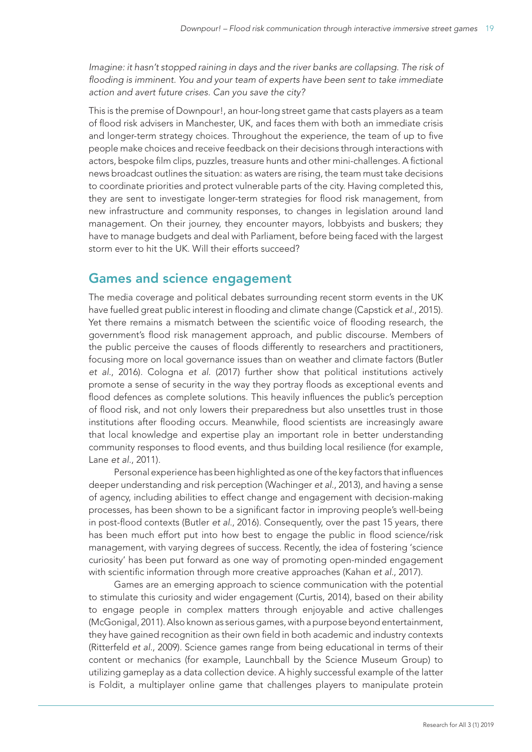*Imagine: it hasn't stopped raining in days and the river banks are collapsing. The risk of flooding is imminent. You and your team of experts have been sent to take immediate action and avert future crises. Can you save the city?*

This is the premise of Downpour!, an hour-long street game that casts players as a team of flood risk advisers in Manchester, UK, and faces them with both an immediate crisis and longer-term strategy choices. Throughout the experience, the team of up to five people make choices and receive feedback on their decisions through interactions with actors, bespoke film clips, puzzles, treasure hunts and other mini-challenges. A fictional news broadcast outlines the situation: as waters are rising, the team must take decisions to coordinate priorities and protect vulnerable parts of the city. Having completed this, they are sent to investigate longer-term strategies for flood risk management, from new infrastructure and community responses, to changes in legislation around land management. On their journey, they encounter mayors, lobbyists and buskers; they have to manage budgets and deal with Parliament, before being faced with the largest storm ever to hit the UK. Will their efforts succeed?

## Games and science engagement

The media coverage and political debates surrounding recent storm events in the UK have fuelled great public interest in flooding and climate change (Capstick *et al.*, 2015). Yet there remains a mismatch between the scientific voice of flooding research, the government's flood risk management approach, and public discourse. Members of the public perceive the causes of floods differently to researchers and practitioners, focusing more on local governance issues than on weather and climate factors (Butler *et al.*, 2016). Cologna *et al.* (2017) further show that political institutions actively promote a sense of security in the way they portray floods as exceptional events and flood defences as complete solutions. This heavily influences the public's perception of flood risk, and not only lowers their preparedness but also unsettles trust in those institutions after flooding occurs. Meanwhile, flood scientists are increasingly aware that local knowledge and expertise play an important role in better understanding community responses to flood events, and thus building local resilience (for example, Lane *et al.*, 2011).

Personal experience has been highlighted as one of the key factors that influences deeper understanding and risk perception (Wachinger *et al.*, 2013), and having a sense of agency, including abilities to effect change and engagement with decision-making processes, has been shown to be a significant factor in improving people's well-being in post-flood contexts (Butler *et al.*, 2016). Consequently, over the past 15 years, there has been much effort put into how best to engage the public in flood science/risk management, with varying degrees of success. Recently, the idea of fostering 'science curiosity' has been put forward as one way of promoting open-minded engagement with scientific information through more creative approaches (Kahan *et al.*, 2017).

Games are an emerging approach to science communication with the potential to stimulate this curiosity and wider engagement (Curtis, 2014), based on their ability to engage people in complex matters through enjoyable and active challenges (McGonigal, 2011). Also known as serious games, with a purpose beyond entertainment, they have gained recognition as their own field in both academic and industry contexts (Ritterfeld *et al.*, 2009). Science games range from being educational in terms of their content or mechanics (for example, Launchball by the Science Museum Group) to utilizing gameplay as a data collection device. A highly successful example of the latter is Foldit, a multiplayer online game that challenges players to manipulate protein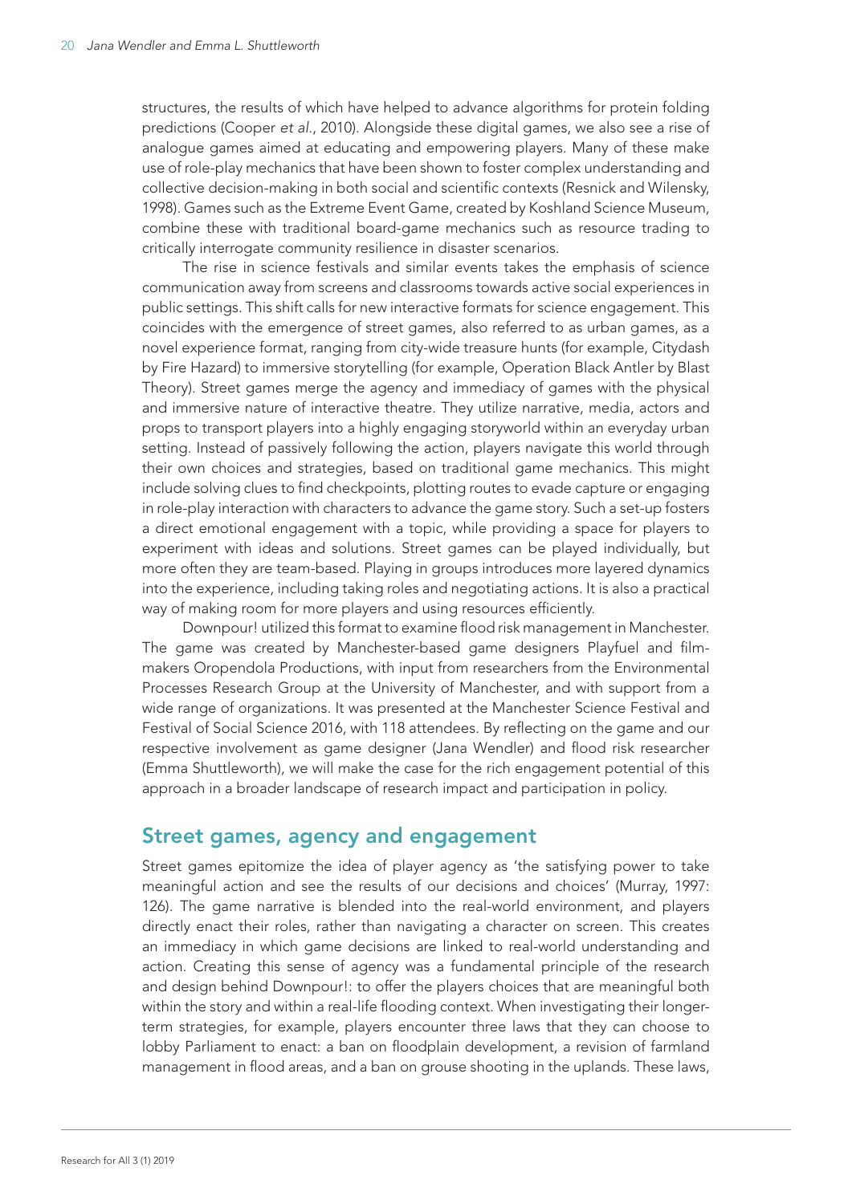structures, the results of which have helped to advance algorithms for protein folding predictions (Cooper *et al.*, 2010). Alongside these digital games, we also see a rise of analogue games aimed at educating and empowering players. Many of these make use of role-play mechanics that have been shown to foster complex understanding and collective decision-making in both social and scientific contexts (Resnick and Wilensky, 1998). Games such as the Extreme Event Game, created by Koshland Science Museum, combine these with traditional board-game mechanics such as resource trading to critically interrogate community resilience in disaster scenarios.

The rise in science festivals and similar events takes the emphasis of science communication away from screens and classrooms towards active social experiences in public settings. This shift calls for new interactive formats for science engagement. This coincides with the emergence of street games, also referred to as urban games, as a novel experience format, ranging from city-wide treasure hunts (for example, Citydash by Fire Hazard) to immersive storytelling (for example, Operation Black Antler by Blast Theory). Street games merge the agency and immediacy of games with the physical and immersive nature of interactive theatre. They utilize narrative, media, actors and props to transport players into a highly engaging storyworld within an everyday urban setting. Instead of passively following the action, players navigate this world through their own choices and strategies, based on traditional game mechanics. This might include solving clues to find checkpoints, plotting routes to evade capture or engaging in role-play interaction with characters to advance the game story. Such a set-up fosters a direct emotional engagement with a topic, while providing a space for players to experiment with ideas and solutions. Street games can be played individually, but more often they are team-based. Playing in groups introduces more layered dynamics into the experience, including taking roles and negotiating actions. It is also a practical way of making room for more players and using resources efficiently.

Downpour! utilized this format to examine flood risk management in Manchester. The game was created by Manchester-based game designers Playfuel and film-makers Oropendola Productions, with input from researchers from the Environmental Processes Research Group at the University of Manchester, and with support from a wide range of organizations. It was presented at the Manchester Science Festival and Festival of Social Science 2016, with 118 attendees. By reflecting on the game and our respective involvement as game designer (Jana Wendler) and flood risk researcher (Emma Shuttleworth), we will make the case for the rich engagement potential of this approach in a broader landscape of research impact and participation in policy.

## Street games, agency and engagement

Street games epitomize the idea of player agency as 'the satisfying power to take meaningful action and see the results of our decisions and choices' (Murray, 1997: 126). The game narrative is blended into the real-world environment, and players directly enact their roles, rather than navigating a character on screen. This creates an immediacy in which game decisions are linked to real-world understanding and action. Creating this sense of agency was a fundamental principle of the research and design behind Downpour!: to offer the players choices that are meaningful both within the story and within a real-life flooding context. When investigating their longer-term strategies, for example, players encounter three laws that they can choose to lobby Parliament to enact: a ban on floodplain development, a revision of farmland management in flood areas, and a ban on grouse shooting in the uplands. These laws,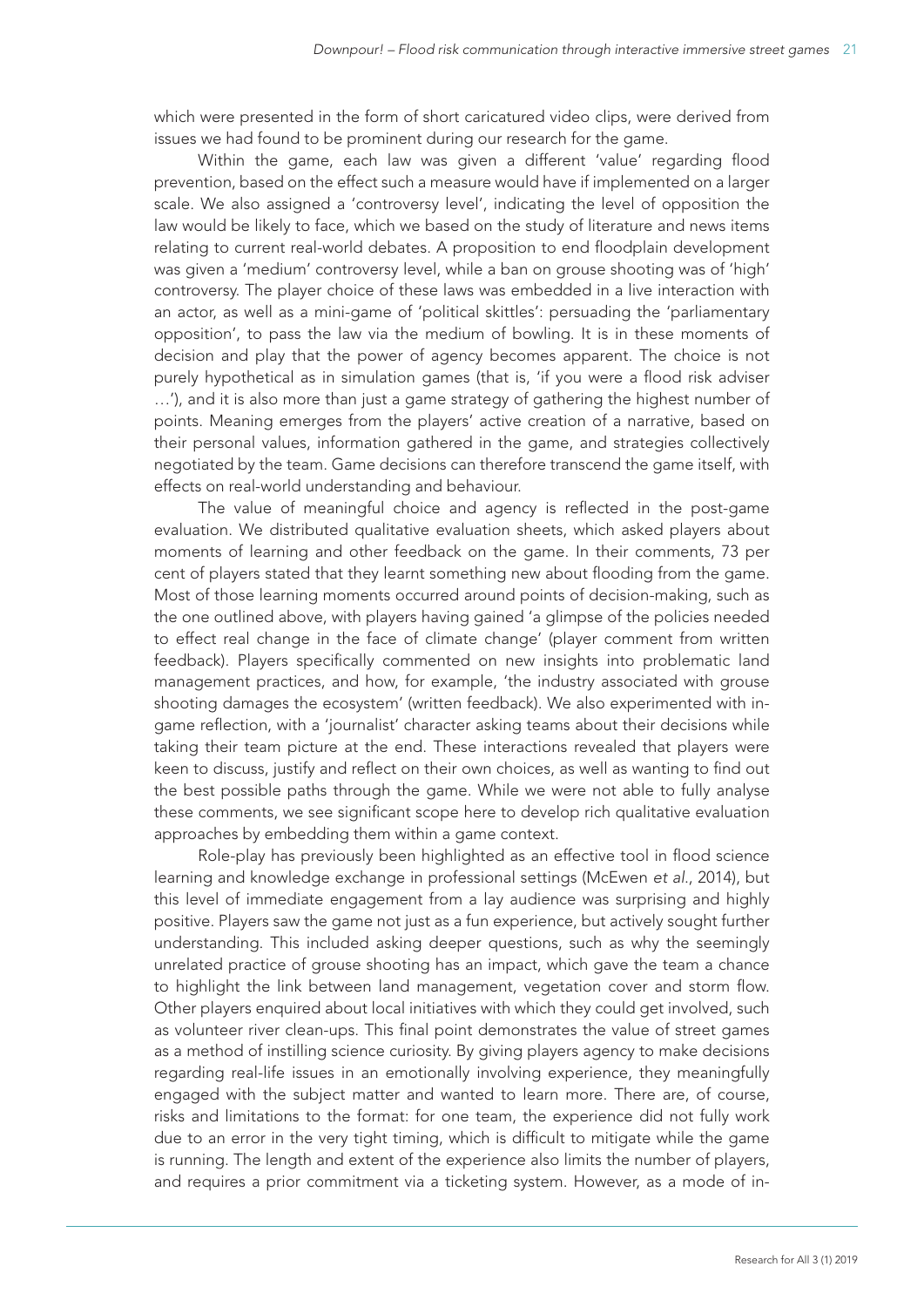which were presented in the form of short caricatured video clips, were derived from issues we had found to be prominent during our research for the game.

Within the game, each law was given a different 'value' regarding flood prevention, based on the effect such a measure would have if implemented on a larger scale. We also assigned a 'controversy level', indicating the level of opposition the law would be likely to face, which we based on the study of literature and news items relating to current real-world debates. A proposition to end floodplain development was given a 'medium' controversy level, while a ban on grouse shooting was of 'high' controversy. The player choice of these laws was embedded in a live interaction with an actor, as well as a mini-game of 'political skittles': persuading the 'parliamentary opposition', to pass the law via the medium of bowling. It is in these moments of decision and play that the power of agency becomes apparent. The choice is not purely hypothetical as in simulation games (that is, 'if you were a flood risk adviser …'), and it is also more than just a game strategy of gathering the highest number of points. Meaning emerges from the players' active creation of a narrative, based on their personal values, information gathered in the game, and strategies collectively negotiated by the team. Game decisions can therefore transcend the game itself, with effects on real-world understanding and behaviour.

The value of meaningful choice and agency is reflected in the post-game evaluation. We distributed qualitative evaluation sheets, which asked players about moments of learning and other feedback on the game. In their comments, 73 per cent of players stated that they learnt something new about flooding from the game. Most of those learning moments occurred around points of decision-making, such as the one outlined above, with players having gained 'a glimpse of the policies needed to effect real change in the face of climate change' (player comment from written feedback). Players specifically commented on new insights into problematic land management practices, and how, for example, 'the industry associated with grouse shooting damages the ecosystem' (written feedback). We also experimented with in-game reflection, with a 'journalist' character asking teams about their decisions while taking their team picture at the end. These interactions revealed that players were keen to discuss, justify and reflect on their own choices, as well as wanting to find out the best possible paths through the game. While we were not able to fully analyse these comments, we see significant scope here to develop rich qualitative evaluation approaches by embedding them within a game context.

Role-play has previously been highlighted as an effective tool in flood science learning and knowledge exchange in professional settings (McEwen *et al.*, 2014), but this level of immediate engagement from a lay audience was surprising and highly positive. Players saw the game not just as a fun experience, but actively sought further understanding. This included asking deeper questions, such as why the seemingly unrelated practice of grouse shooting has an impact, which gave the team a chance to highlight the link between land management, vegetation cover and storm flow. Other players enquired about local initiatives with which they could get involved, such as volunteer river clean-ups. This final point demonstrates the value of street games as a method of instilling science curiosity. By giving players agency to make decisions regarding real-life issues in an emotionally involving experience, they meaningfully engaged with the subject matter and wanted to learn more. There are, of course, risks and limitations to the format: for one team, the experience did not fully work due to an error in the very tight timing, which is difficult to mitigate while the game is running. The length and extent of the experience also limits the number of players, and requires a prior commitment via a ticketing system. However, as a mode of in-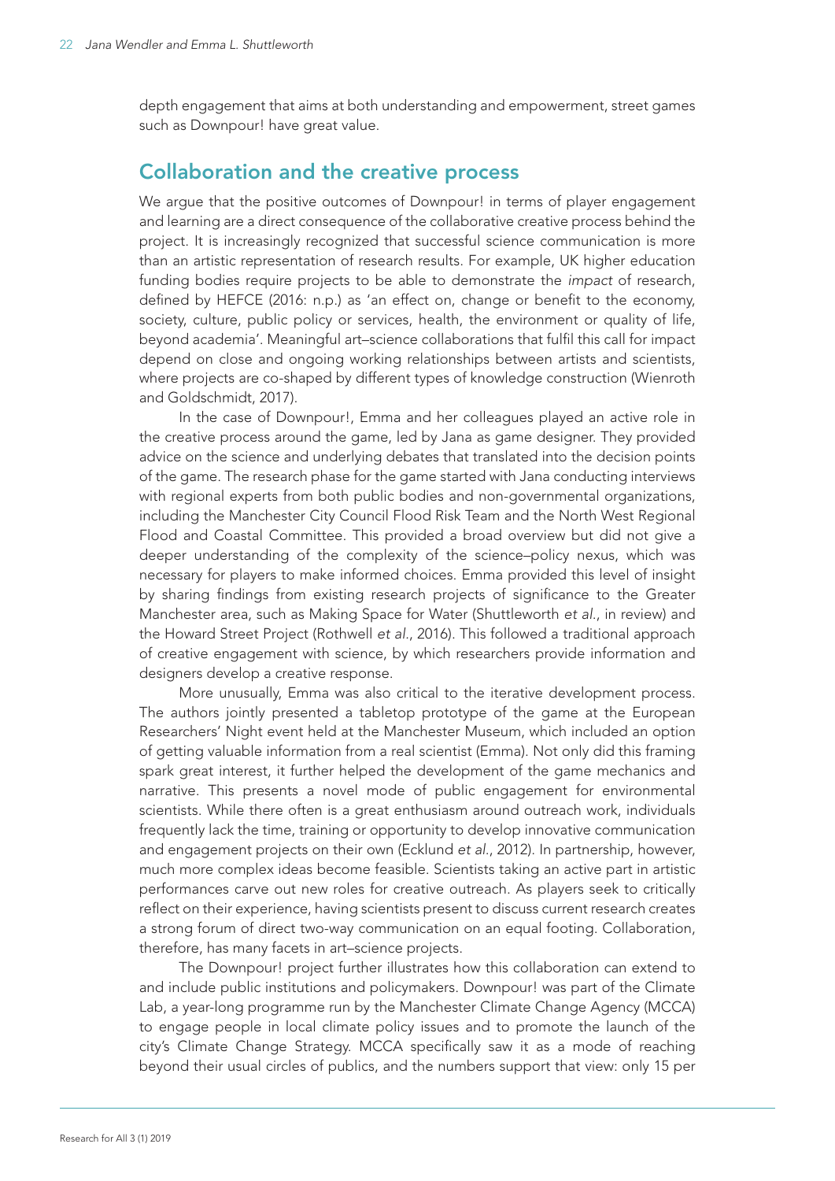depth engagement that aims at both understanding and empowerment, street games such as Downpour! have great value.

## Collaboration and the creative process

We argue that the positive outcomes of Downpour! in terms of player engagement and learning are a direct consequence of the collaborative creative process behind the project. It is increasingly recognized that successful science communication is more than an artistic representation of research results. For example, UK higher education funding bodies require projects to be able to demonstrate the *impact* of research, defined by HEFCE (2016: n.p.) as 'an effect on, change or benefit to the economy, society, culture, public policy or services, health, the environment or quality of life, beyond academia'. Meaningful art–science collaborations that fulfil this call for impact depend on close and ongoing working relationships between artists and scientists, where projects are co-shaped by different types of knowledge construction (Wienroth and Goldschmidt, 2017).

In the case of Downpour!, Emma and her colleagues played an active role in the creative process around the game, led by Jana as game designer. They provided advice on the science and underlying debates that translated into the decision points of the game. The research phase for the game started with Jana conducting interviews with regional experts from both public bodies and non-governmental organizations, including the Manchester City Council Flood Risk Team and the North West Regional Flood and Coastal Committee. This provided a broad overview but did not give a deeper understanding of the complexity of the science–policy nexus, which was necessary for players to make informed choices. Emma provided this level of insight by sharing findings from existing research projects of significance to the Greater Manchester area, such as Making Space for Water (Shuttleworth *et al.*, in review) and the Howard Street Project (Rothwell *et al.*, 2016). This followed a traditional approach of creative engagement with science, by which researchers provide information and designers develop a creative response.

More unusually, Emma was also critical to the iterative development process. The authors jointly presented a tabletop prototype of the game at the European Researchers' Night event held at the Manchester Museum, which included an option of getting valuable information from a real scientist (Emma). Not only did this framing spark great interest, it further helped the development of the game mechanics and narrative. This presents a novel mode of public engagement for environmental scientists. While there often is a great enthusiasm around outreach work, individuals frequently lack the time, training or opportunity to develop innovative communication and engagement projects on their own (Ecklund *et al.*, 2012). In partnership, however, much more complex ideas become feasible. Scientists taking an active part in artistic performances carve out new roles for creative outreach. As players seek to critically reflect on their experience, having scientists present to discuss current research creates a strong forum of direct two-way communication on an equal footing. Collaboration, therefore, has many facets in art–science projects.

The Downpour! project further illustrates how this collaboration can extend to and include public institutions and policymakers. Downpour! was part of the Climate Lab, a year-long programme run by the Manchester Climate Change Agency (MCCA) to engage people in local climate policy issues and to promote the launch of the city's Climate Change Strategy. MCCA specifically saw it as a mode of reaching beyond their usual circles of publics, and the numbers support that view: only 15 per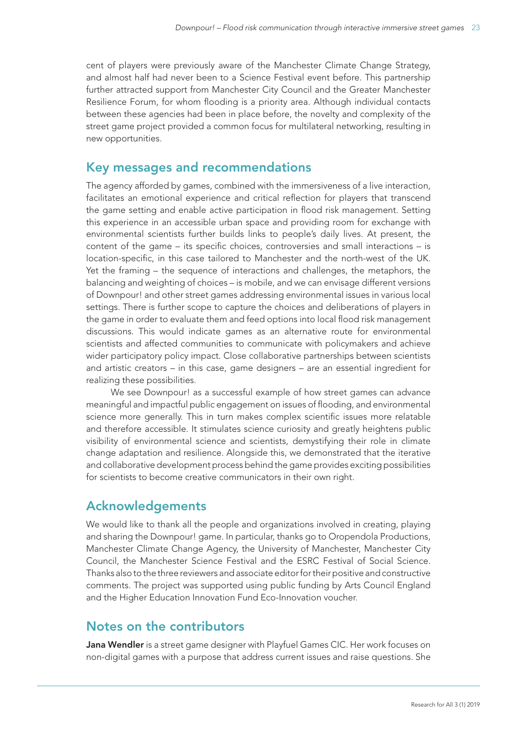cent of players were previously aware of the Manchester Climate Change Strategy, and almost half had never been to a Science Festival event before. This partnership further attracted support from Manchester City Council and the Greater Manchester Resilience Forum, for whom flooding is a priority area. Although individual contacts between these agencies had been in place before, the novelty and complexity of the street game project provided a common focus for multilateral networking, resulting in new opportunities.

## Key messages and recommendations

The agency afforded by games, combined with the immersiveness of a live interaction, facilitates an emotional experience and critical reflection for players that transcend the game setting and enable active participation in flood risk management. Setting this experience in an accessible urban space and providing room for exchange with environmental scientists further builds links to people's daily lives. At present, the content of the game – its specific choices, controversies and small interactions – is location-specific, in this case tailored to Manchester and the north-west of the UK. Yet the framing – the sequence of interactions and challenges, the metaphors, the balancing and weighting of choices – is mobile, and we can envisage different versions of Downpour! and other street games addressing environmental issues in various local settings. There is further scope to capture the choices and deliberations of players in the game in order to evaluate them and feed options into local flood risk management discussions. This would indicate games as an alternative route for environmental scientists and affected communities to communicate with policymakers and achieve wider participatory policy impact. Close collaborative partnerships between scientists and artistic creators – in this case, game designers – are an essential ingredient for realizing these possibilities.

We see Downpour! as a successful example of how street games can advance meaningful and impactful public engagement on issues of flooding, and environmental science more generally. This in turn makes complex scientific issues more relatable and therefore accessible. It stimulates science curiosity and greatly heightens public visibility of environmental science and scientists, demystifying their role in climate change adaptation and resilience. Alongside this, we demonstrated that the iterative and collaborative development process behind the game provides exciting possibilities for scientists to become creative communicators in their own right.

## Acknowledgements

We would like to thank all the people and organizations involved in creating, playing and sharing the Downpour! game. In particular, thanks go to Oropendola Productions, Manchester Climate Change Agency, the University of Manchester, Manchester City Council, the Manchester Science Festival and the ESRC Festival of Social Science. Thanks also to the three reviewers and associate editor for their positive and constructive comments. The project was supported using public funding by Arts Council England and the Higher Education Innovation Fund Eco-Innovation voucher.

## Notes on the contributors

**Jana Wendler** is a street game designer with Playfuel Games CIC. Her work focuses on non-digital games with a purpose that address current issues and raise questions. She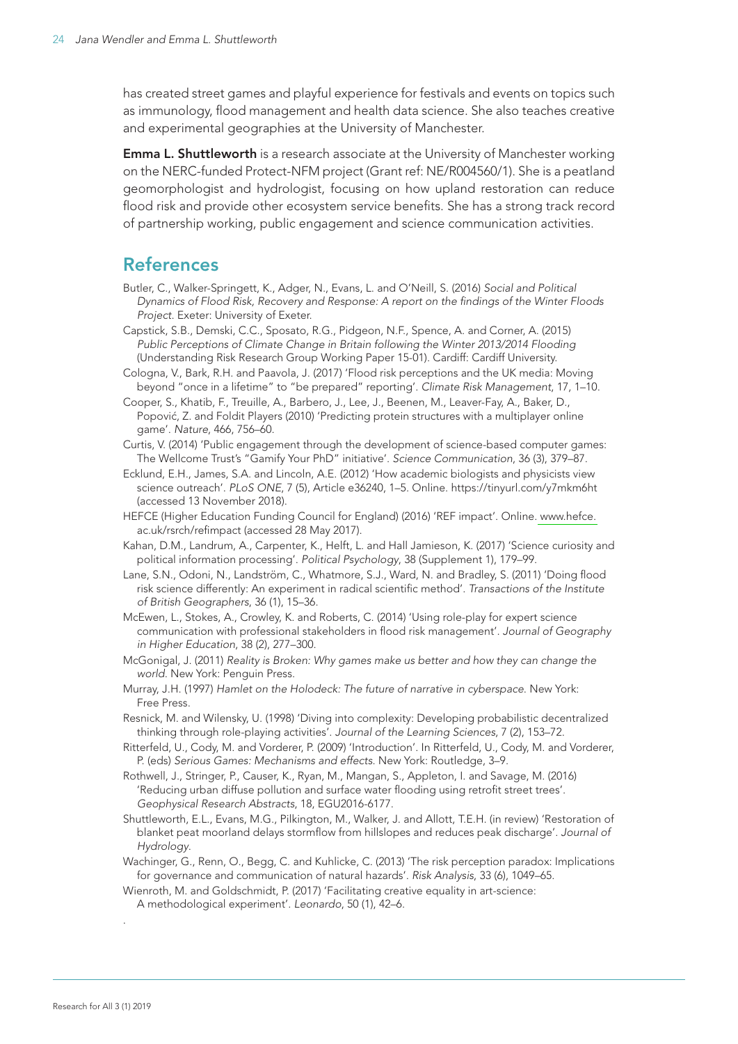has created street games and playful experience for festivals and events on topics such as immunology, flood management and health data science. She also teaches creative and experimental geographies at the University of Manchester.

**Emma L. Shuttleworth** is a research associate at the University of Manchester working on the NERC-funded Protect-NFM project (Grant ref: NE/R004560/1). She is a peatland geomorphologist and hydrologist, focusing on how upland restoration can reduce flood risk and provide other ecosystem service benefits. She has a strong track record of partnership working, public engagement and science communication activities.

## References

Butler, C., Walker-Springett, K., Adger, N., Evans, L. and O'Neill, S. (2016) *Social and Political Dynamics of Flood Risk, Recovery and Response: A report on the findings of the Winter Floods Project*. Exeter: University of Exeter.

Capstick, S.B., Demski, C.C., Sposato, R.G., Pidgeon, N.F., Spence, A. and Corner, A. (2015) *Public Perceptions of Climate Change in Britain following the Winter 2013/2014 Flooding* (Understanding Risk Research Group Working Paper 15-01). Cardiff: Cardiff University.

Cologna, V., Bark, R.H. and Paavola, J. (2017) 'Flood risk perceptions and the UK media: Moving beyond "once in a lifetime" to "be prepared" reporting'. *Climate Risk Management*, 17, 1–10.

Cooper, S., Khatib, F., Treuille, A., Barbero, J., Lee, J., Beenen, M., Leaver-Fay, A., Baker, D., Popović, Z. and Foldit Players (2010) 'Predicting protein structures with a multiplayer online game'. *Nature*, 466, 756–60.

Curtis, V. (2014) 'Public engagement through the development of science-based computer games: The Wellcome Trust's "Gamify Your PhD" initiative'. *Science Communication*, 36 (3), 379–87.

Ecklund, E.H., James, S.A. and Lincoln, A.E. (2012) 'How academic biologists and physicists view science outreach'. *PLoS ONE*, 7 (5), Article e36240, 1–5. Online. https://tinyurl.com/y7mkm6ht (accessed 13 November 2018).

HEFCE (Higher Education Funding Council for England) (2016) 'REF impact'. Online. www.hefce.ac.uk/rsrch/refimpact (accessed 28 May 2017).

Kahan, D.M., Landrum, A., Carpenter, K., Helft, L. and Hall Jamieson, K. (2017) 'Science curiosity and political information processing'. *Political Psychology*, 38 (Supplement 1), 179–99.

Lane, S.N., Odoni, N., Landström, C., Whatmore, S.J., Ward, N. and Bradley, S. (2011) 'Doing flood risk science differently: An experiment in radical scientific method'. *Transactions of the Institute of British Geographers*, 36 (1), 15–36.

McEwen, L., Stokes, A., Crowley, K. and Roberts, C. (2014) 'Using role-play for expert science communication with professional stakeholders in flood risk management'. *Journal of Geography in Higher Education*, 38 (2), 277–300.

McGonigal, J. (2011) *Reality is Broken: Why games make us better and how they can change the world*. New York: Penguin Press.

Murray, J.H. (1997) *Hamlet on the Holodeck: The future of narrative in cyberspace*. New York: Free Press.

Resnick, M. and Wilensky, U. (1998) 'Diving into complexity: Developing probabilistic decentralized thinking through role-playing activities'. *Journal of the Learning Sciences*, 7 (2), 153–72.

Ritterfeld, U., Cody, M. and Vorderer, P. (2009) 'Introduction'. In Ritterfeld, U., Cody, M. and Vorderer, P. (eds) *Serious Games: Mechanisms and effects*. New York: Routledge, 3–9.

Rothwell, J., Stringer, P., Causer, K., Ryan, M., Mangan, S., Appleton, I. and Savage, M. (2016) 'Reducing urban diffuse pollution and surface water flooding using retrofit street trees'. *Geophysical Research Abstracts*, 18, EGU2016-6177.

Shuttleworth, E.L., Evans, M.G., Pilkington, M., Walker, J. and Allott, T.E.H. (in review) 'Restoration of blanket peat moorland delays stormflow from hillslopes and reduces peak discharge'. *Journal of Hydrology*.

Wachinger, G., Renn, O., Begg, C. and Kuhlicke, C. (2013) 'The risk perception paradox: Implications for governance and communication of natural hazards'. *Risk Analysis*, 33 (6), 1049–65.

Wienroth, M. and Goldschmidt, P. (2017) 'Facilitating creative equality in art-science: A methodological experiment'. *Leonardo*, 50 (1), 42–6.